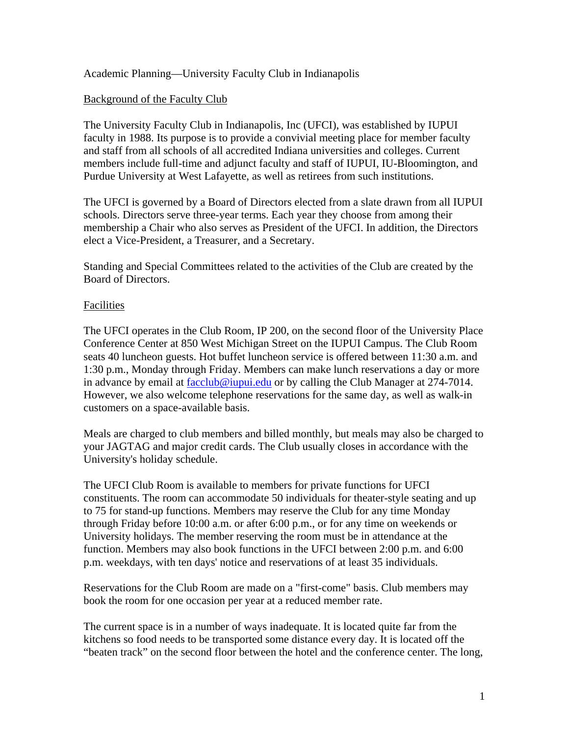Academic Planning—University Faculty Club in Indianapolis

## Background of the Faculty Club

The University Faculty Club in Indianapolis, Inc (UFCI), was established by IUPUI faculty in 1988. Its purpose is to provide a convivial meeting place for member faculty and staff from all schools of all accredited Indiana universities and colleges. Current members include full-time and adjunct faculty and staff of IUPUI, IU-Bloomington, and Purdue University at West Lafayette, as well as retirees from such institutions.

The UFCI is governed by a Board of Directors elected from a slate drawn from all IUPUI schools. Directors serve three-year terms. Each year they choose from among their membership a Chair who also serves as President of the UFCI. In addition, the Directors elect a Vice-President, a Treasurer, and a Secretary.

Standing and Special Committees related to the activities of the Club are created by the Board of Directors.

## Facilities

The UFCI operates in the Club Room, IP 200, on the second floor of the University Place Conference Center at 850 West Michigan Street on the IUPUI Campus. The Club Room seats 40 luncheon guests. Hot buffet luncheon service is offered between 11:30 a.m. and 1:30 p.m., Monday through Friday. Members can make lunch reservations a day or more in advance by email at [facclub@iupui.edu](mailto:facclub@iupui.edu) or by calling the Club Manager at 274-7014. However, we also welcome telephone reservations for the same day, as well as walk-in customers on a space-available basis.

Meals are charged to club members and billed monthly, but meals may also be charged to your JAGTAG and major credit cards. The Club usually closes in accordance with the University's holiday schedule.

The UFCI Club Room is available to members for private functions for UFCI constituents. The room can accommodate 50 individuals for theater-style seating and up to 75 for stand-up functions. Members may reserve the Club for any time Monday through Friday before 10:00 a.m. or after 6:00 p.m., or for any time on weekends or University holidays. The member reserving the room must be in attendance at the function. Members may also book functions in the UFCI between 2:00 p.m. and 6:00 p.m. weekdays, with ten days' notice and reservations of at least 35 individuals.

Reservations for the Club Room are made on a "first-come" basis. Club members may book the room for one occasion per year at a reduced member rate.

The current space is in a number of ways inadequate. It is located quite far from the kitchens so food needs to be transported some distance every day. It is located off the "beaten track" on the second floor between the hotel and the conference center. The long,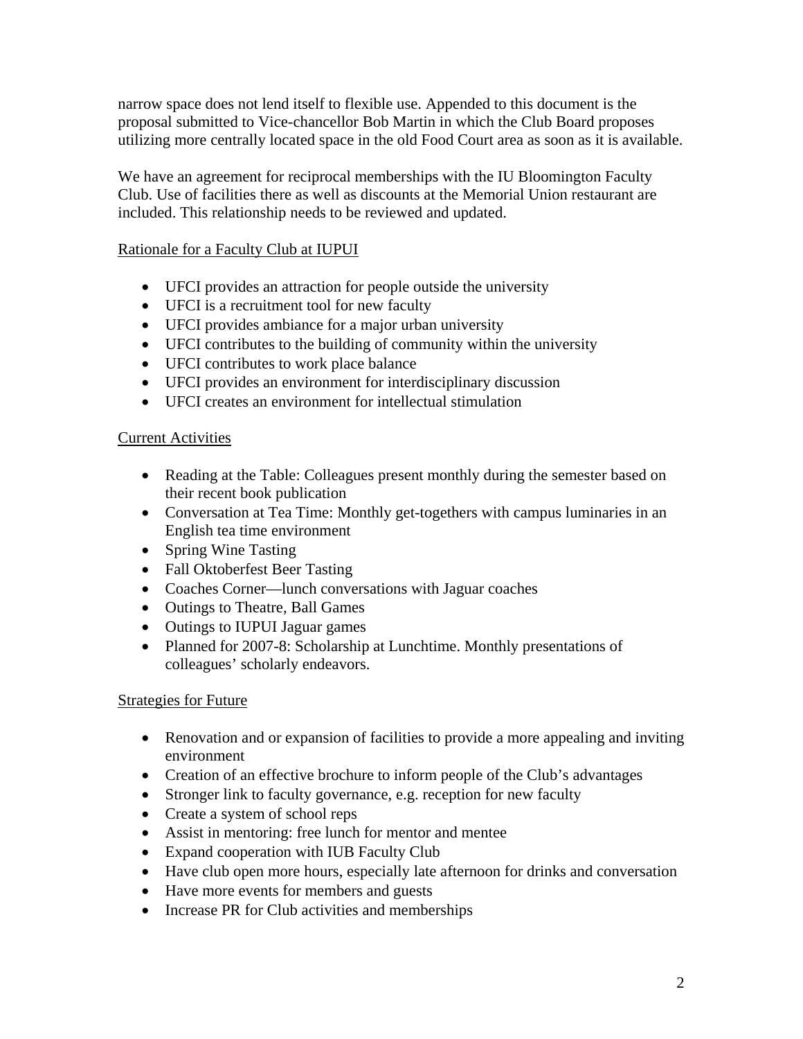narrow space does not lend itself to flexible use. Appended to this document is the proposal submitted to Vice-chancellor Bob Martin in which the Club Board proposes utilizing more centrally located space in the old Food Court area as soon as it is available.

We have an agreement for reciprocal memberships with the IU Bloomington Faculty Club. Use of facilities there as well as discounts at the Memorial Union restaurant are included. This relationship needs to be reviewed and updated.

## Rationale for a Faculty Club at IUPUI

- UFCI provides an attraction for people outside the university
- UFCI is a recruitment tool for new faculty
- UFCI provides ambiance for a major urban university
- UFCI contributes to the building of community within the university
- UFCI contributes to work place balance
- UFCI provides an environment for interdisciplinary discussion
- UFCI creates an environment for intellectual stimulation

## Current Activities

- Reading at the Table: Colleagues present monthly during the semester based on their recent book publication
- Conversation at Tea Time: Monthly get-togethers with campus luminaries in an English tea time environment
- Spring Wine Tasting
- Fall Oktoberfest Beer Tasting
- Coaches Corner—lunch conversations with Jaguar coaches
- Outings to Theatre, Ball Games
- Outings to IUPUI Jaguar games
- Planned for 2007-8: Scholarship at Lunchtime. Monthly presentations of colleagues' scholarly endeavors.

## Strategies for Future

- Renovation and or expansion of facilities to provide a more appealing and inviting environment
- Creation of an effective brochure to inform people of the Club's advantages
- Stronger link to faculty governance, e.g. reception for new faculty
- Create a system of school reps
- Assist in mentoring: free lunch for mentor and mentee
- Expand cooperation with IUB Faculty Club
- Have club open more hours, especially late afternoon for drinks and conversation
- Have more events for members and guests
- Increase PR for Club activities and memberships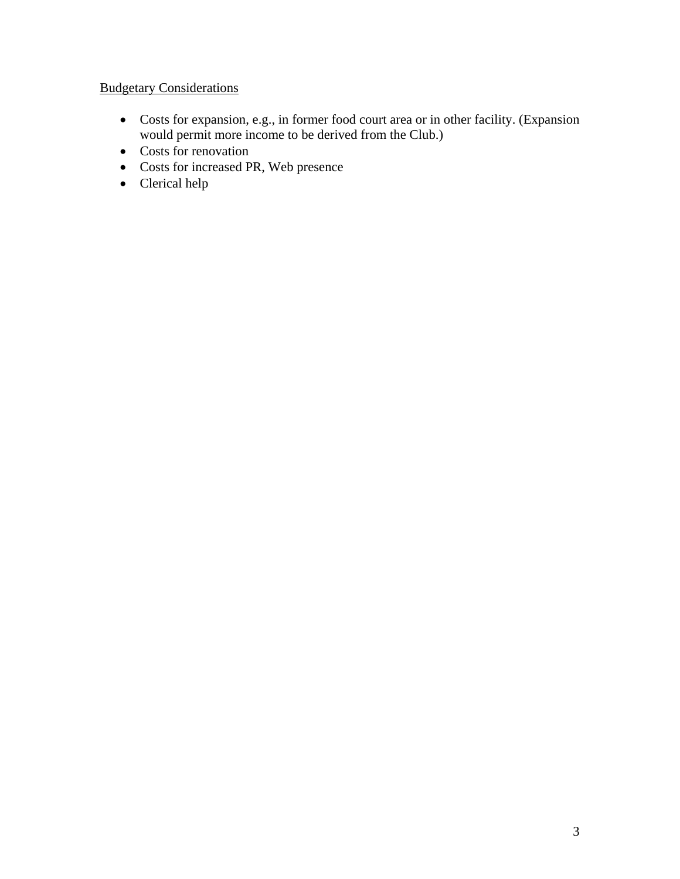Budgetary Considerations

- Costs for expansion, e.g., in former food court area or in other facility. (Expansion would permit more income to be derived from the Club.)
- Costs for renovation
- Costs for increased PR, Web presence
- Clerical help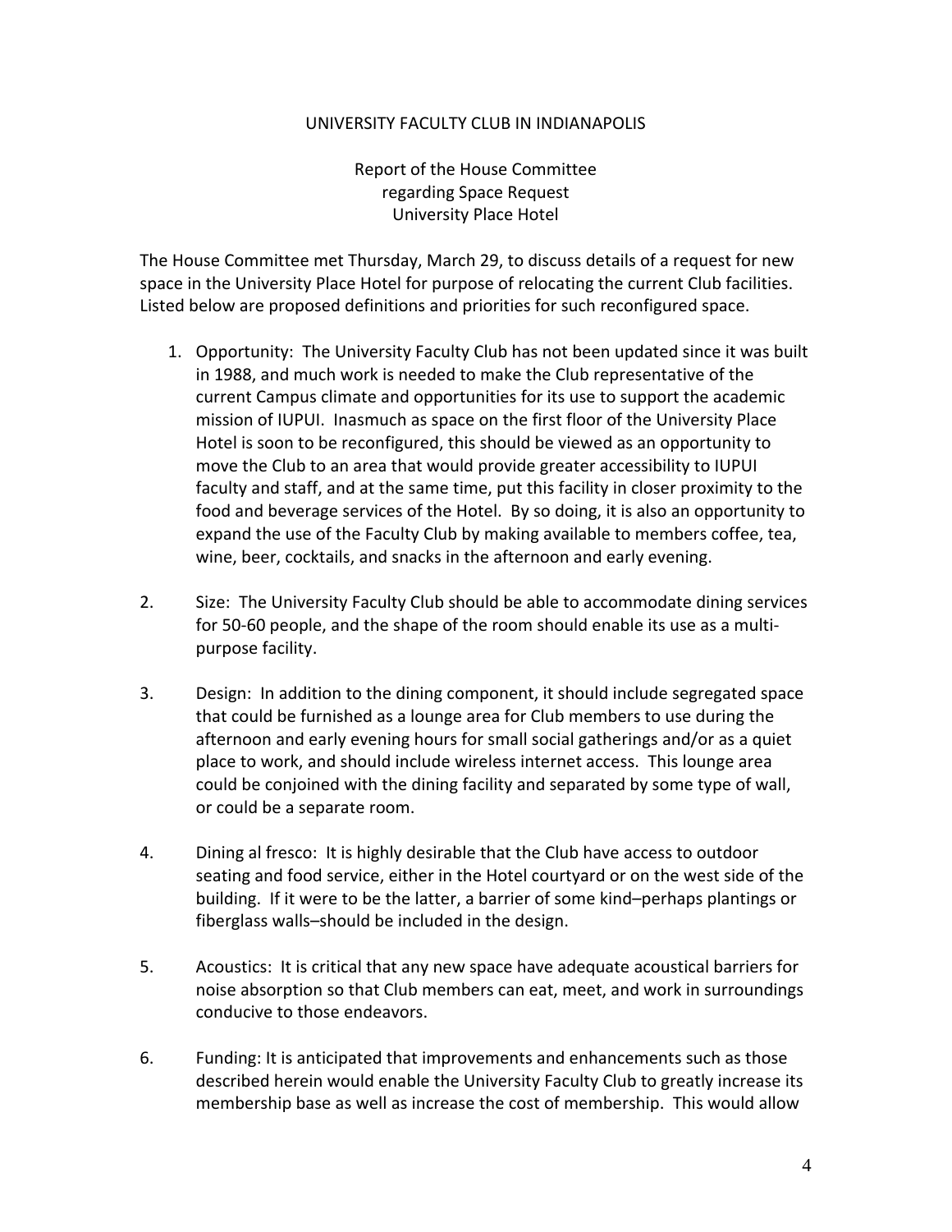UNIVERSITY FACULTY CLUB IN INDIANAPOLIS

Report of the House Committee
regarding Space Request
University Place Hotel

The House Committee met Thursday, March 29, to discuss details of a request for new space in the University Place Hotel for purpose of relocating the current Club facilities. Listed below are proposed definitions and priorities for such reconfigured space.

1. Opportunity: The University Faculty Club has not been updated since it was built in 1988, and much work is needed to make the Club representative of the current Campus climate and opportunities for its use to support the academic mission of IUPUI. Inasmuch as space on the first floor of the University Place Hotel is soon to be reconfigured, this should be viewed as an opportunity to move the Club to an area that would provide greater accessibility to IUPUI faculty and staff, and at the same time, put this facility in closer proximity to the food and beverage services of the Hotel. By so doing, it is also an opportunity to expand the use of the Faculty Club by making available to members coffee, tea, wine, beer, cocktails, and snacks in the afternoon and early evening.

2. Size: The University Faculty Club should be able to accommodate dining services for 50-60 people, and the shape of the room should enable its use as a multi-purpose facility.

3. Design: In addition to the dining component, it should include segregated space that could be furnished as a lounge area for Club members to use during the afternoon and early evening hours for small social gatherings and/or as a quiet place to work, and should include wireless internet access. This lounge area could be conjoined with the dining facility and separated by some type of wall, or could be a separate room.

4. Dining al fresco: It is highly desirable that the Club have access to outdoor seating and food service, either in the Hotel courtyard or on the west side of the building. If it were to be the latter, a barrier of some kind–perhaps plantings or fiberglass walls–should be included in the design.

5. Acoustics: It is critical that any new space have adequate acoustical barriers for noise absorption so that Club members can eat, meet, and work in surroundings conducive to those endeavors.

6. Funding: It is anticipated that improvements and enhancements such as those described herein would enable the University Faculty Club to greatly increase its membership base as well as increase the cost of membership. This would allow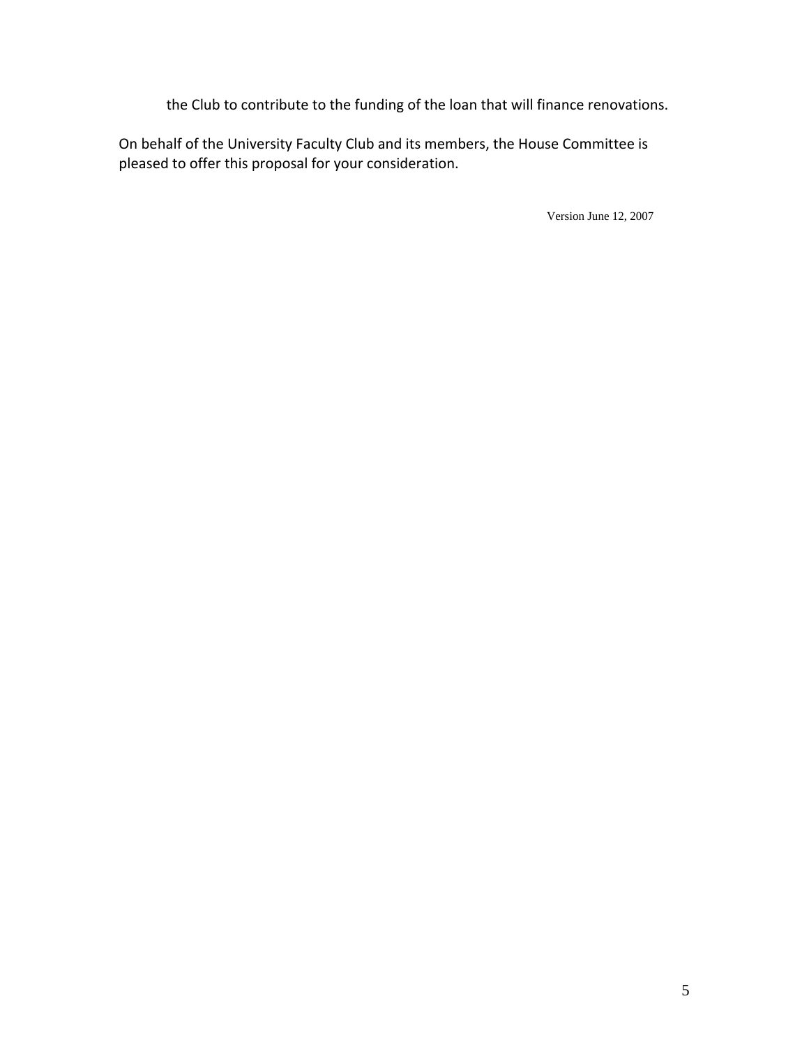the Club to contribute to the funding of the loan that will finance renovations.

On behalf of the University Faculty Club and its members, the House Committee is pleased to offer this proposal for your consideration.

Version June 12, 2007